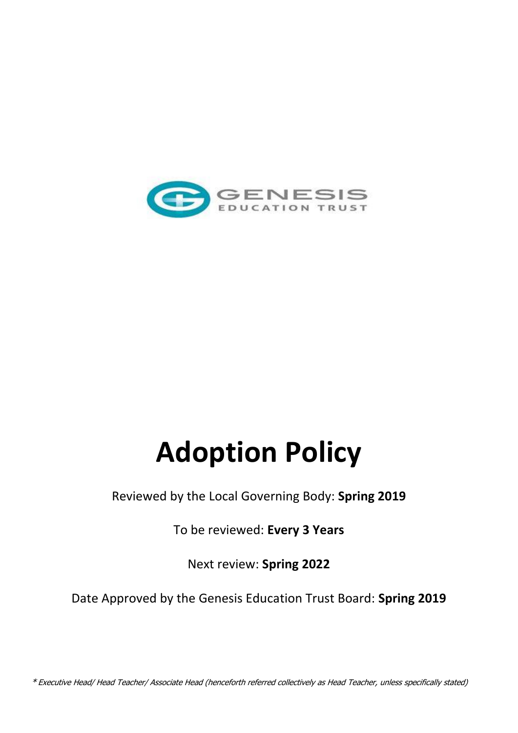GENESIS
EDUCATION TRUST

# Adoption Policy

Reviewed by the Local Governing Body: **Spring 2019**

To be reviewed: **Every 3 Years**

Next review: **Spring 2022**

Date Approved by the Genesis Education Trust Board: **Spring 2019**

*\* Executive Head/ Head Teacher/ Associate Head (henceforth referred collectively as Head Teacher, unless specifically stated)*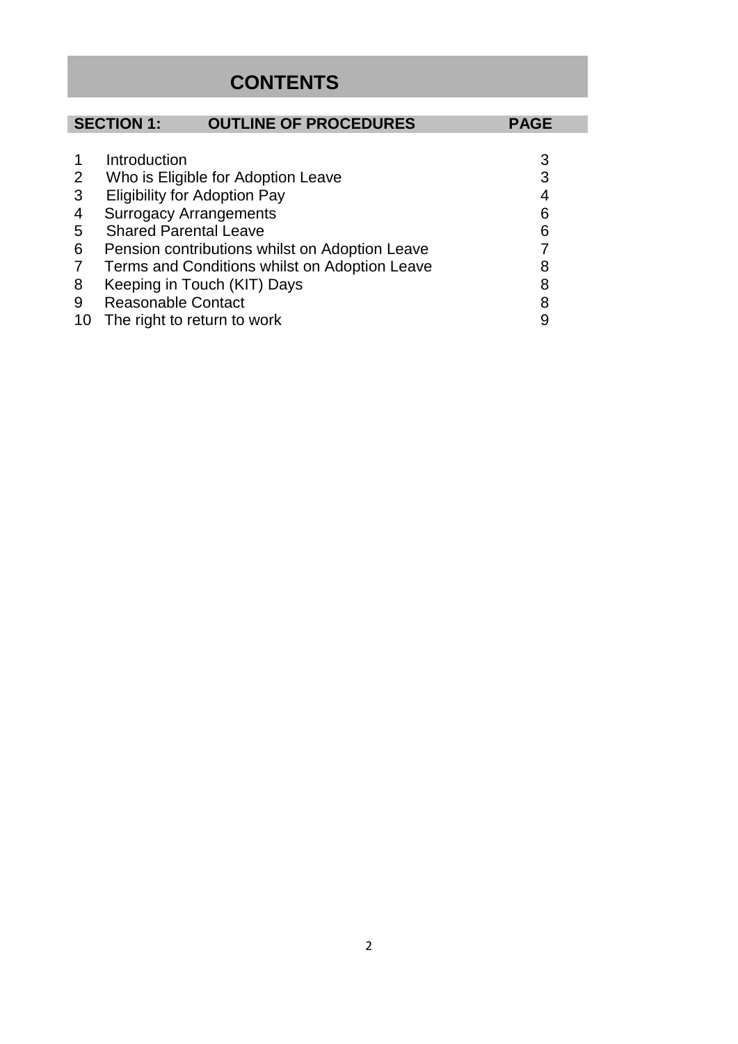# CONTENTS

| SECTION 1: | OUTLINE OF PROCEDURES | PAGE |
|---|---|---|
| 1 | Introduction | 3 |
| 2 | Who is Eligible for Adoption Leave | 3 |
| 3 | Eligibility for Adoption Pay | 4 |
| 4 | Surrogacy Arrangements | 6 |
| 5 | Shared Parental Leave | 6 |
| 6 | Pension contributions whilst on Adoption Leave | 7 |
| 7 | Terms and Conditions whilst on Adoption Leave | 8 |
| 8 | Keeping in Touch (KIT) Days | 8 |
| 9 | Reasonable Contact | 8 |
| 10 | The right to return to work | 9 |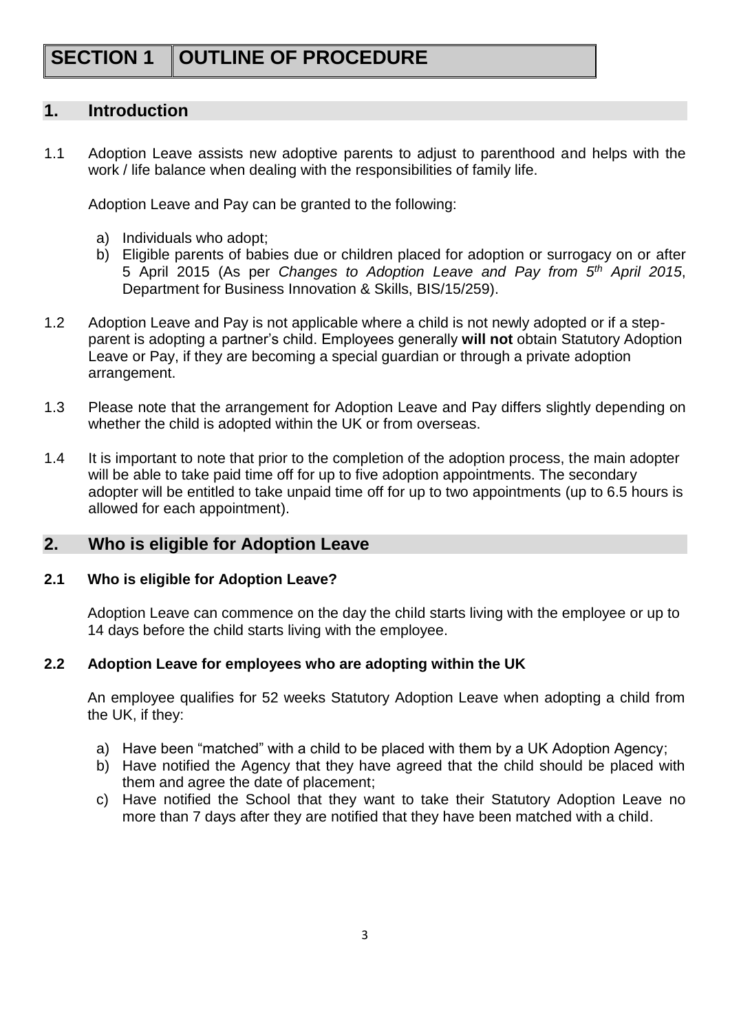# SECTION 1 OUTLINE OF PROCEDURE

## 1. Introduction

1.1 Adoption Leave assists new adoptive parents to adjust to parenthood and helps with the work / life balance when dealing with the responsibilities of family life.

Adoption Leave and Pay can be granted to the following:

a) Individuals who adopt;
b) Eligible parents of babies due or children placed for adoption or surrogacy on or after 5 April 2015 (As per *Changes to Adoption Leave and Pay from 5th April 2015*, Department for Business Innovation & Skills, BIS/15/259).

1.2 Adoption Leave and Pay is not applicable where a child is not newly adopted or if a step-parent is adopting a partner's child. Employees generally **will not** obtain Statutory Adoption Leave or Pay, if they are becoming a special guardian or through a private adoption arrangement.

1.3 Please note that the arrangement for Adoption Leave and Pay differs slightly depending on whether the child is adopted within the UK or from overseas.

1.4 It is important to note that prior to the completion of the adoption process, the main adopter will be able to take paid time off for up to five adoption appointments. The secondary adopter will be entitled to take unpaid time off for up to two appointments (up to 6.5 hours is allowed for each appointment).

## 2. Who is eligible for Adoption Leave

### 2.1 Who is eligible for Adoption Leave?

Adoption Leave can commence on the day the child starts living with the employee or up to 14 days before the child starts living with the employee.

### 2.2 Adoption Leave for employees who are adopting within the UK

An employee qualifies for 52 weeks Statutory Adoption Leave when adopting a child from the UK, if they:

a) Have been "matched" with a child to be placed with them by a UK Adoption Agency;
b) Have notified the Agency that they have agreed that the child should be placed with them and agree the date of placement;
c) Have notified the School that they want to take their Statutory Adoption Leave no more than 7 days after they are notified that they have been matched with a child.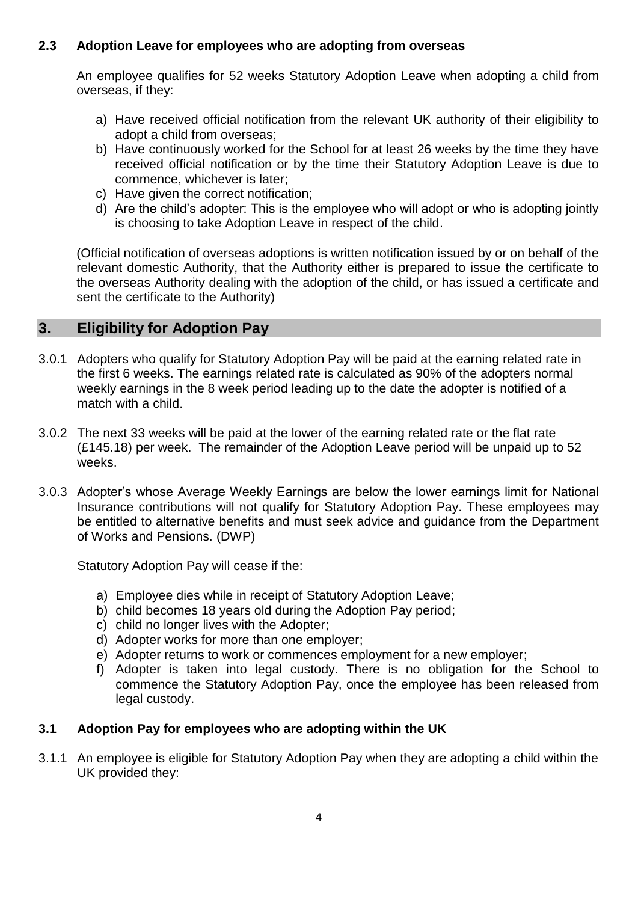### 2.3 Adoption Leave for employees who are adopting from overseas

An employee qualifies for 52 weeks Statutory Adoption Leave when adopting a child from overseas, if they:

a) Have received official notification from the relevant UK authority of their eligibility to adopt a child from overseas;
b) Have continuously worked for the School for at least 26 weeks by the time they have received official notification or by the time their Statutory Adoption Leave is due to commence, whichever is later;
c) Have given the correct notification;
d) Are the child's adopter: This is the employee who will adopt or who is adopting jointly is choosing to take Adoption Leave in respect of the child.

(Official notification of overseas adoptions is written notification issued by or on behalf of the relevant domestic Authority, that the Authority either is prepared to issue the certificate to the overseas Authority dealing with the adoption of the child, or has issued a certificate and sent the certificate to the Authority)

## 3. Eligibility for Adoption Pay

3.0.1 Adopters who qualify for Statutory Adoption Pay will be paid at the earning related rate in the first 6 weeks. The earnings related rate is calculated as 90% of the adopters normal weekly earnings in the 8 week period leading up to the date the adopter is notified of a match with a child.

3.0.2 The next 33 weeks will be paid at the lower of the earning related rate or the flat rate (£145.18) per week. The remainder of the Adoption Leave period will be unpaid up to 52 weeks.

3.0.3 Adopter's whose Average Weekly Earnings are below the lower earnings limit for National Insurance contributions will not qualify for Statutory Adoption Pay. These employees may be entitled to alternative benefits and must seek advice and guidance from the Department of Works and Pensions. (DWP)

Statutory Adoption Pay will cease if the:

a) Employee dies while in receipt of Statutory Adoption Leave;
b) child becomes 18 years old during the Adoption Pay period;
c) child no longer lives with the Adopter;
d) Adopter works for more than one employer;
e) Adopter returns to work or commences employment for a new employer;
f) Adopter is taken into legal custody. There is no obligation for the School to commence the Statutory Adoption Pay, once the employee has been released from legal custody.

### 3.1 Adoption Pay for employees who are adopting within the UK

3.1.1 An employee is eligible for Statutory Adoption Pay when they are adopting a child within the UK provided they: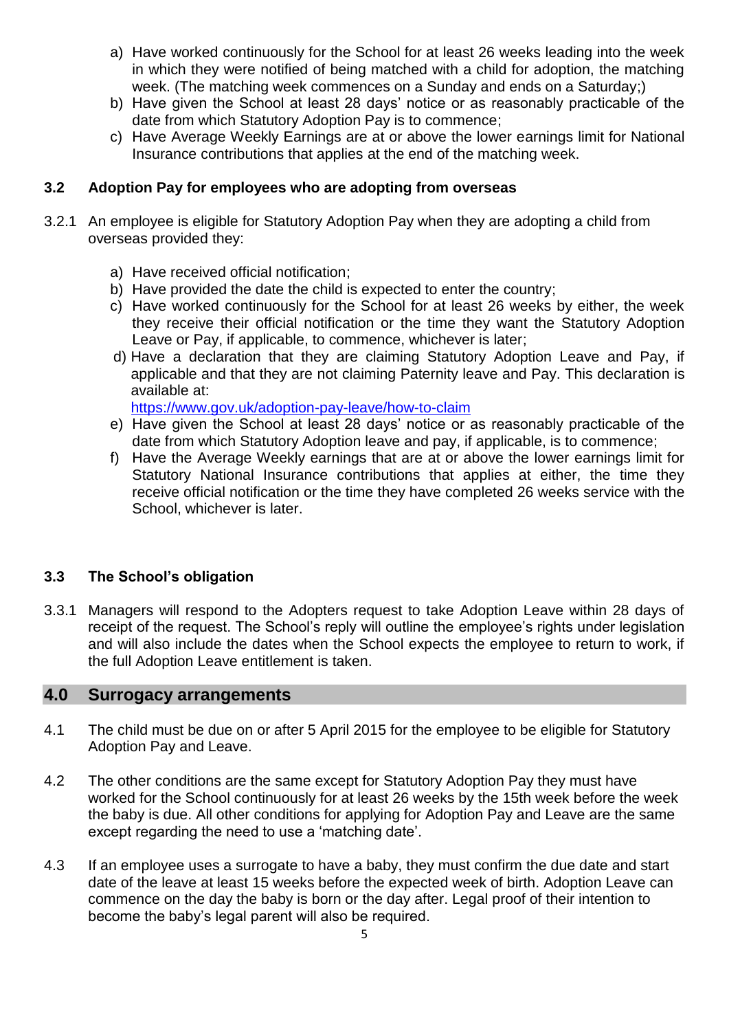a) Have worked continuously for the School for at least 26 weeks leading into the week in which they were notified of being matched with a child for adoption, the matching week. (The matching week commences on a Sunday and ends on a Saturday;)
b) Have given the School at least 28 days' notice or as reasonably practicable of the date from which Statutory Adoption Pay is to commence;
c) Have Average Weekly Earnings are at or above the lower earnings limit for National Insurance contributions that applies at the end of the matching week.

### 3.2 Adoption Pay for employees who are adopting from overseas

3.2.1 An employee is eligible for Statutory Adoption Pay when they are adopting a child from overseas provided they:

a) Have received official notification;
b) Have provided the date the child is expected to enter the country;
c) Have worked continuously for the School for at least 26 weeks by either, the week they receive their official notification or the time they want the Statutory Adoption Leave or Pay, if applicable, to commence, whichever is later;
d) Have a declaration that they are claiming Statutory Adoption Leave and Pay, if applicable and that they are not claiming Paternity leave and Pay. This declaration is available at:
   https://www.gov.uk/adoption-pay-leave/how-to-claim
e) Have given the School at least 28 days' notice or as reasonably practicable of the date from which Statutory Adoption leave and pay, if applicable, is to commence;
f) Have the Average Weekly earnings that are at or above the lower earnings limit for Statutory National Insurance contributions that applies at either, the time they receive official notification or the time they have completed 26 weeks service with the School, whichever is later.

### 3.3 The School's obligation

3.3.1 Managers will respond to the Adopters request to take Adoption Leave within 28 days of receipt of the request. The School's reply will outline the employee's rights under legislation and will also include the dates when the School expects the employee to return to work, if the full Adoption Leave entitlement is taken.

## 4.0 Surrogacy arrangements

4.1 The child must be due on or after 5 April 2015 for the employee to be eligible for Statutory Adoption Pay and Leave.

4.2 The other conditions are the same except for Statutory Adoption Pay they must have worked for the School continuously for at least 26 weeks by the 15th week before the week the baby is due. All other conditions for applying for Adoption Pay and Leave are the same except regarding the need to use a 'matching date'.

4.3 If an employee uses a surrogate to have a baby, they must confirm the due date and start date of the leave at least 15 weeks before the expected week of birth. Adoption Leave can commence on the day the baby is born or the day after. Legal proof of their intention to become the baby's legal parent will also be required.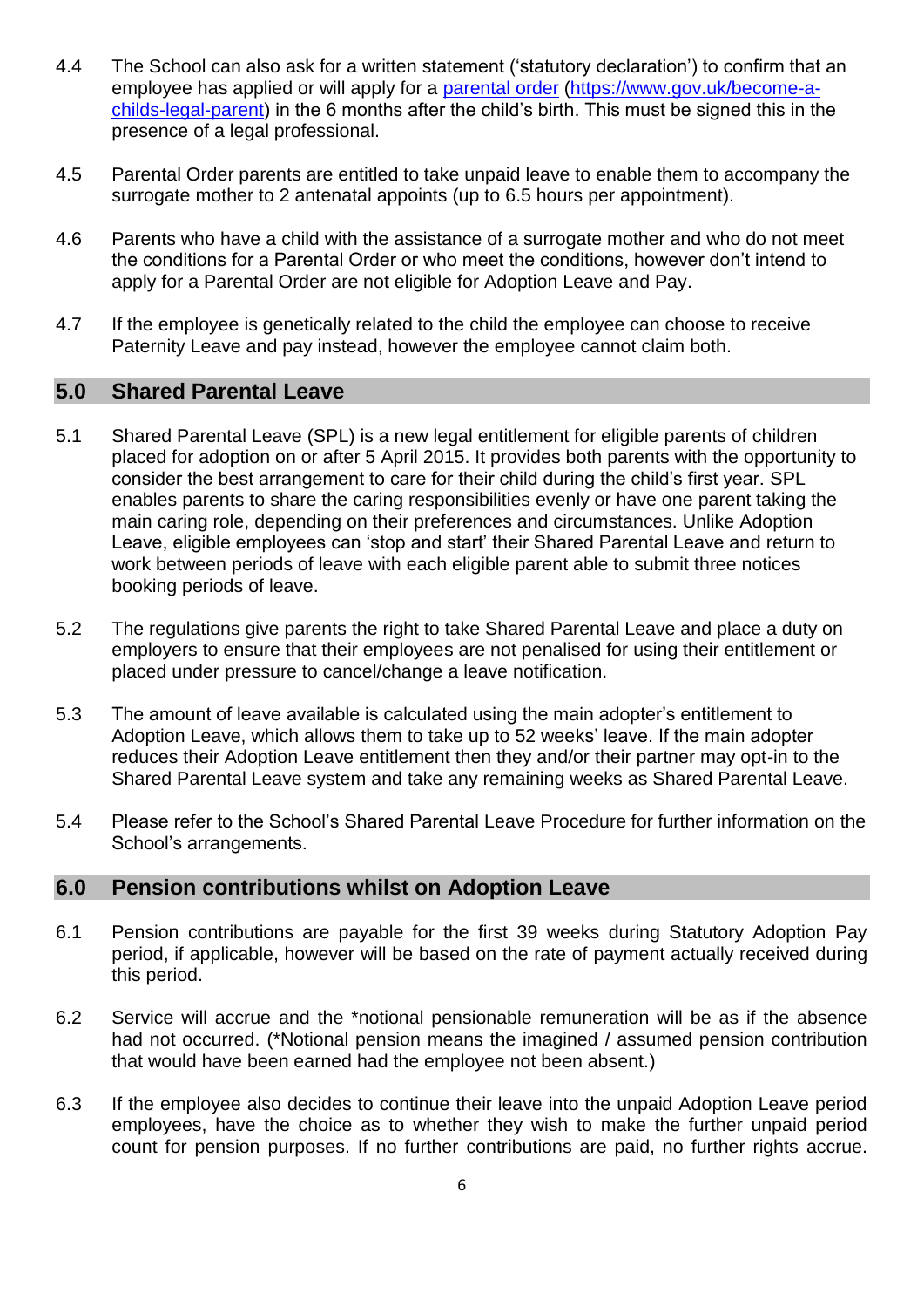4.4 The School can also ask for a written statement ('statutory declaration') to confirm that an employee has applied or will apply for a [parental order](https://www.gov.uk/become-a-childs-legal-parent) ([https://www.gov.uk/become-a-childs-legal-parent](https://www.gov.uk/become-a-childs-legal-parent)) in the 6 months after the child's birth. This must be signed this in the presence of a legal professional.

4.5 Parental Order parents are entitled to take unpaid leave to enable them to accompany the surrogate mother to 2 antenatal appoints (up to 6.5 hours per appointment).

4.6 Parents who have a child with the assistance of a surrogate mother and who do not meet the conditions for a Parental Order or who meet the conditions, however don't intend to apply for a Parental Order are not eligible for Adoption Leave and Pay.

4.7 If the employee is genetically related to the child the employee can choose to receive Paternity Leave and pay instead, however the employee cannot claim both.

## 5.0 Shared Parental Leave

5.1 Shared Parental Leave (SPL) is a new legal entitlement for eligible parents of children placed for adoption on or after 5 April 2015. It provides both parents with the opportunity to consider the best arrangement to care for their child during the child's first year. SPL enables parents to share the caring responsibilities evenly or have one parent taking the main caring role, depending on their preferences and circumstances. Unlike Adoption Leave, eligible employees can 'stop and start' their Shared Parental Leave and return to work between periods of leave with each eligible parent able to submit three notices booking periods of leave.

5.2 The regulations give parents the right to take Shared Parental Leave and place a duty on employers to ensure that their employees are not penalised for using their entitlement or placed under pressure to cancel/change a leave notification.

5.3 The amount of leave available is calculated using the main adopter's entitlement to Adoption Leave, which allows them to take up to 52 weeks' leave. If the main adopter reduces their Adoption Leave entitlement then they and/or their partner may opt-in to the Shared Parental Leave system and take any remaining weeks as Shared Parental Leave.

5.4 Please refer to the School's Shared Parental Leave Procedure for further information on the School's arrangements.

## 6.0 Pension contributions whilst on Adoption Leave

6.1 Pension contributions are payable for the first 39 weeks during Statutory Adoption Pay period, if applicable, however will be based on the rate of payment actually received during this period.

6.2 Service will accrue and the *notional pensionable remuneration will be as if the absence had not occurred. (*Notional pension means the imagined / assumed pension contribution that would have been earned had the employee not been absent.)

6.3 If the employee also decides to continue their leave into the unpaid Adoption Leave period employees, have the choice as to whether they wish to make the further unpaid period count for pension purposes. If no further contributions are paid, no further rights accrue.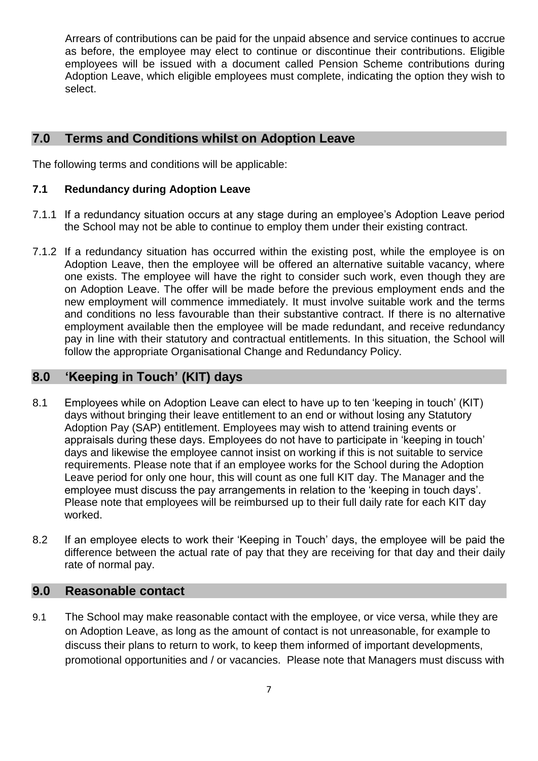Arrears of contributions can be paid for the unpaid absence and service continues to accrue as before, the employee may elect to continue or discontinue their contributions. Eligible employees will be issued with a document called Pension Scheme contributions during Adoption Leave, which eligible employees must complete, indicating the option they wish to select.

## 7.0 Terms and Conditions whilst on Adoption Leave

The following terms and conditions will be applicable:

### 7.1 Redundancy during Adoption Leave

7.1.1 If a redundancy situation occurs at any stage during an employee's Adoption Leave period the School may not be able to continue to employ them under their existing contract.

7.1.2 If a redundancy situation has occurred within the existing post, while the employee is on Adoption Leave, then the employee will be offered an alternative suitable vacancy, where one exists. The employee will have the right to consider such work, even though they are on Adoption Leave. The offer will be made before the previous employment ends and the new employment will commence immediately. It must involve suitable work and the terms and conditions no less favourable than their substantive contract. If there is no alternative employment available then the employee will be made redundant, and receive redundancy pay in line with their statutory and contractual entitlements. In this situation, the School will follow the appropriate Organisational Change and Redundancy Policy.

## 8.0 'Keeping in Touch' (KIT) days

8.1 Employees while on Adoption Leave can elect to have up to ten 'keeping in touch' (KIT) days without bringing their leave entitlement to an end or without losing any Statutory Adoption Pay (SAP) entitlement. Employees may wish to attend training events or appraisals during these days. Employees do not have to participate in 'keeping in touch' days and likewise the employee cannot insist on working if this is not suitable to service requirements. Please note that if an employee works for the School during the Adoption Leave period for only one hour, this will count as one full KIT day. The Manager and the employee must discuss the pay arrangements in relation to the 'keeping in touch days'. Please note that employees will be reimbursed up to their full daily rate for each KIT day worked.

8.2 If an employee elects to work their 'Keeping in Touch' days, the employee will be paid the difference between the actual rate of pay that they are receiving for that day and their daily rate of normal pay.

## 9.0 Reasonable contact

9.1 The School may make reasonable contact with the employee, or vice versa, while they are on Adoption Leave, as long as the amount of contact is not unreasonable, for example to discuss their plans to return to work, to keep them informed of important developments, promotional opportunities and / or vacancies. Please note that Managers must discuss with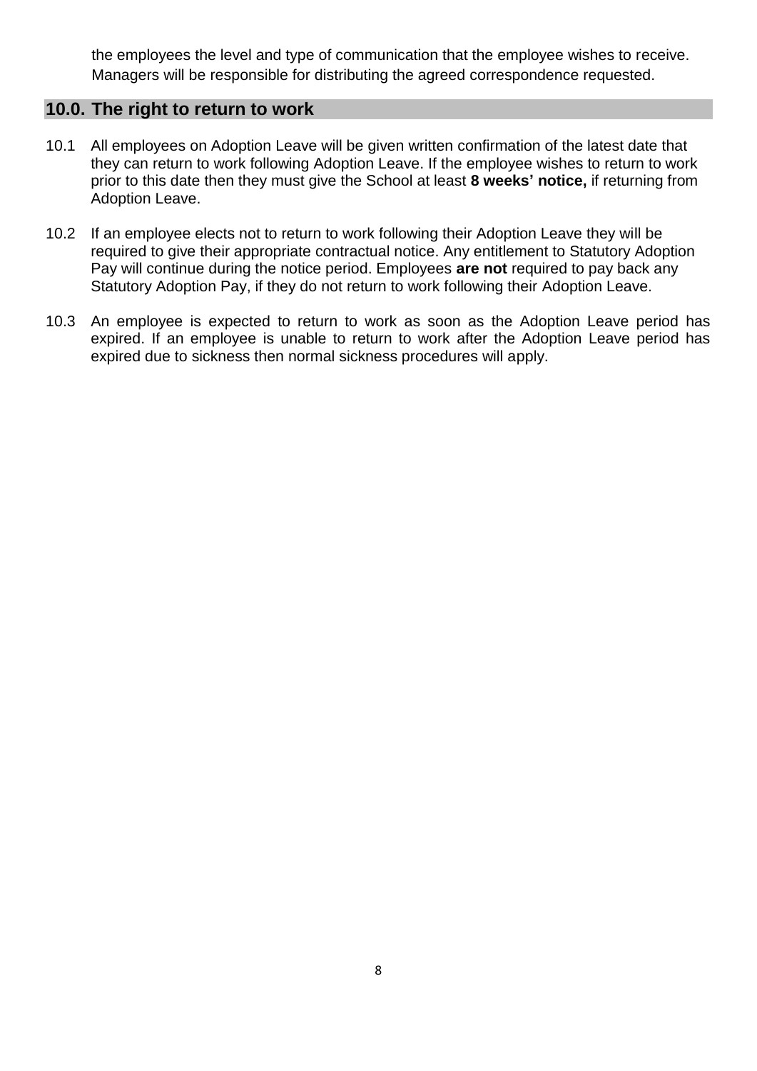the employees the level and type of communication that the employee wishes to receive. Managers will be responsible for distributing the agreed correspondence requested.

## 10.0. The right to return to work

10.1 All employees on Adoption Leave will be given written confirmation of the latest date that they can return to work following Adoption Leave. If the employee wishes to return to work prior to this date then they must give the School at least **8 weeks' notice,** if returning from Adoption Leave.

10.2 If an employee elects not to return to work following their Adoption Leave they will be required to give their appropriate contractual notice. Any entitlement to Statutory Adoption Pay will continue during the notice period. Employees **are not** required to pay back any Statutory Adoption Pay, if they do not return to work following their Adoption Leave.

10.3 An employee is expected to return to work as soon as the Adoption Leave period has expired. If an employee is unable to return to work after the Adoption Leave period has expired due to sickness then normal sickness procedures will apply.